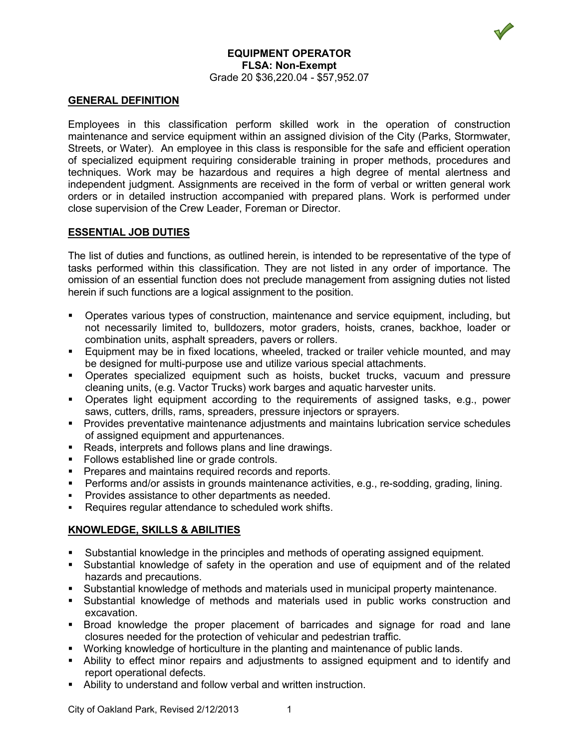# EQUIPMENT OPERATOR

**FLSA: Non-Exempt**

Grade 20 $36,220.04 - $57,952.07

## GENERAL DEFINITION

Employees in this classification perform skilled work in the operation of construction maintenance and service equipment within an assigned division of the City (Parks, Stormwater, Streets, or Water). An employee in this class is responsible for the safe and efficient operation of specialized equipment requiring considerable training in proper methods, procedures and techniques. Work may be hazardous and requires a high degree of mental alertness and independent judgment. Assignments are received in the form of verbal or written general work orders or in detailed instruction accompanied with prepared plans. Work is performed under close supervision of the Crew Leader, Foreman or Director.

## ESSENTIAL JOB DUTIES

The list of duties and functions, as outlined herein, is intended to be representative of the type of tasks performed within this classification. They are not listed in any order of importance. The omission of an essential function does not preclude management from assigning duties not listed herein if such functions are a logical assignment to the position.

- Operates various types of construction, maintenance and service equipment, including, but not necessarily limited to, bulldozers, motor graders, hoists, cranes, backhoe, loader or combination units, asphalt spreaders, pavers or rollers.
- Equipment may be in fixed locations, wheeled, tracked or trailer vehicle mounted, and may be designed for multi-purpose use and utilize various special attachments.
- Operates specialized equipment such as hoists, bucket trucks, vacuum and pressure cleaning units, (e.g. Vactor Trucks) work barges and aquatic harvester units.
- Operates light equipment according to the requirements of assigned tasks, e.g., power saws, cutters, drills, rams, spreaders, pressure injectors or sprayers.
- Provides preventative maintenance adjustments and maintains lubrication service schedules of assigned equipment and appurtenances.
- Reads, interprets and follows plans and line drawings.
- Follows established line or grade controls.
- Prepares and maintains required records and reports.
- Performs and/or assists in grounds maintenance activities, e.g., re-sodding, grading, lining.
- Provides assistance to other departments as needed.
- Requires regular attendance to scheduled work shifts.

## KNOWLEDGE, SKILLS & ABILITIES

- Substantial knowledge in the principles and methods of operating assigned equipment.
- Substantial knowledge of safety in the operation and use of equipment and of the related hazards and precautions.
- Substantial knowledge of methods and materials used in municipal property maintenance.
- Substantial knowledge of methods and materials used in public works construction and excavation.
- Broad knowledge the proper placement of barricades and signage for road and lane closures needed for the protection of vehicular and pedestrian traffic.
- Working knowledge of horticulture in the planting and maintenance of public lands.
- Ability to effect minor repairs and adjustments to assigned equipment and to identify and report operational defects.
- Ability to understand and follow verbal and written instruction.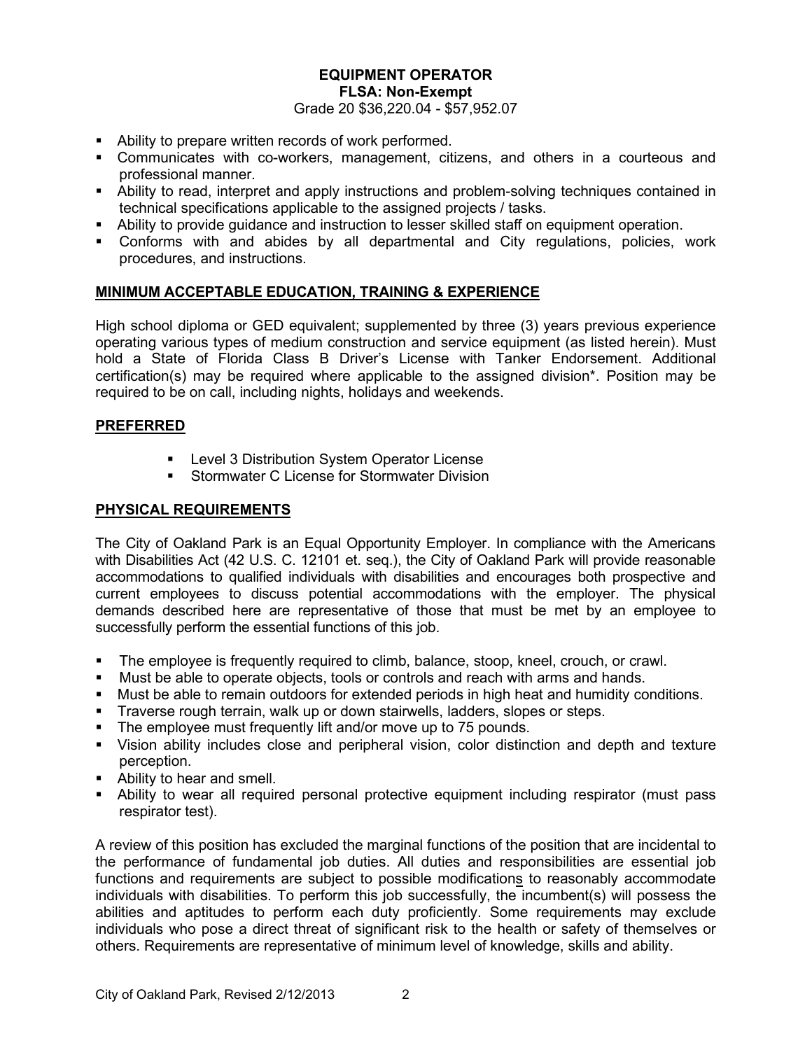**EQUIPMENT OPERATOR**
**FLSA: Non-Exempt**
Grade 20 $36,220.04 - $57,952.07

- Ability to prepare written records of work performed.
- Communicates with co-workers, management, citizens, and others in a courteous and professional manner.
- Ability to read, interpret and apply instructions and problem-solving techniques contained in technical specifications applicable to the assigned projects / tasks.
- Ability to provide guidance and instruction to lesser skilled staff on equipment operation.
- Conforms with and abides by all departmental and City regulations, policies, work procedures, and instructions.

## MINIMUM ACCEPTABLE EDUCATION, TRAINING & EXPERIENCE

High school diploma or GED equivalent; supplemented by three (3) years previous experience operating various types of medium construction and service equipment (as listed herein). Must hold a State of Florida Class B Driver's License with Tanker Endorsement. Additional certification(s) may be required where applicable to the assigned division*. Position may be required to be on call, including nights, holidays and weekends.

## PREFERRED

- Level 3 Distribution System Operator License
- Stormwater C License for Stormwater Division

## PHYSICAL REQUIREMENTS

The City of Oakland Park is an Equal Opportunity Employer. In compliance with the Americans with Disabilities Act (42 U.S. C. 12101 et. seq.), the City of Oakland Park will provide reasonable accommodations to qualified individuals with disabilities and encourages both prospective and current employees to discuss potential accommodations with the employer. The physical demands described here are representative of those that must be met by an employee to successfully perform the essential functions of this job.

- The employee is frequently required to climb, balance, stoop, kneel, crouch, or crawl.
- Must be able to operate objects, tools or controls and reach with arms and hands.
- Must be able to remain outdoors for extended periods in high heat and humidity conditions.
- Traverse rough terrain, walk up or down stairwells, ladders, slopes or steps.
- The employee must frequently lift and/or move up to 75 pounds.
- Vision ability includes close and peripheral vision, color distinction and depth and texture perception.
- Ability to hear and smell.
- Ability to wear all required personal protective equipment including respirator (must pass respirator test).

A review of this position has excluded the marginal functions of the position that are incidental to the performance of fundamental job duties. All duties and responsibilities are essential job functions and requirements are subject to possible modifications to reasonably accommodate individuals with disabilities. To perform this job successfully, the incumbent(s) will possess the abilities and aptitudes to perform each duty proficiently. Some requirements may exclude individuals who pose a direct threat of significant risk to the health or safety of themselves or others. Requirements are representative of minimum level of knowledge, skills and ability.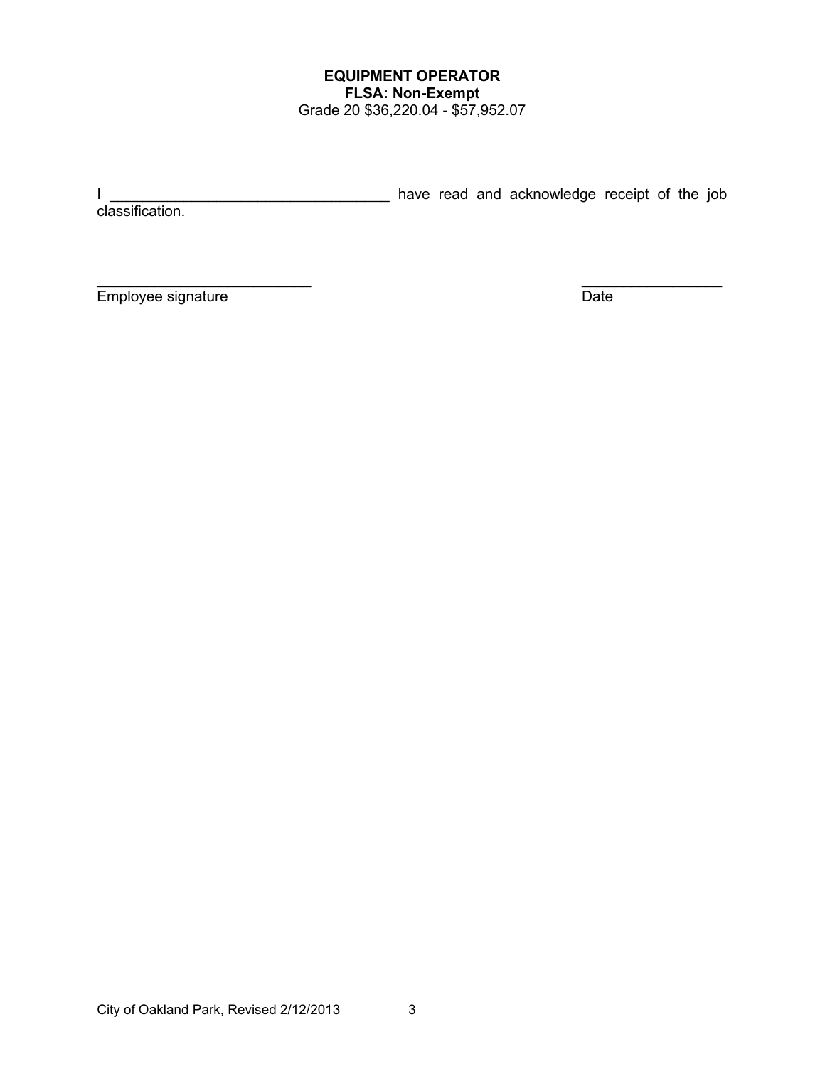**EQUIPMENT OPERATOR**
**FLSA: Non-Exempt**
Grade 20 $36,220.04 - $57,952.07

I __________________________________ have read and acknowledge receipt of the job classification.

___________________________ _________________
Employee signature Date